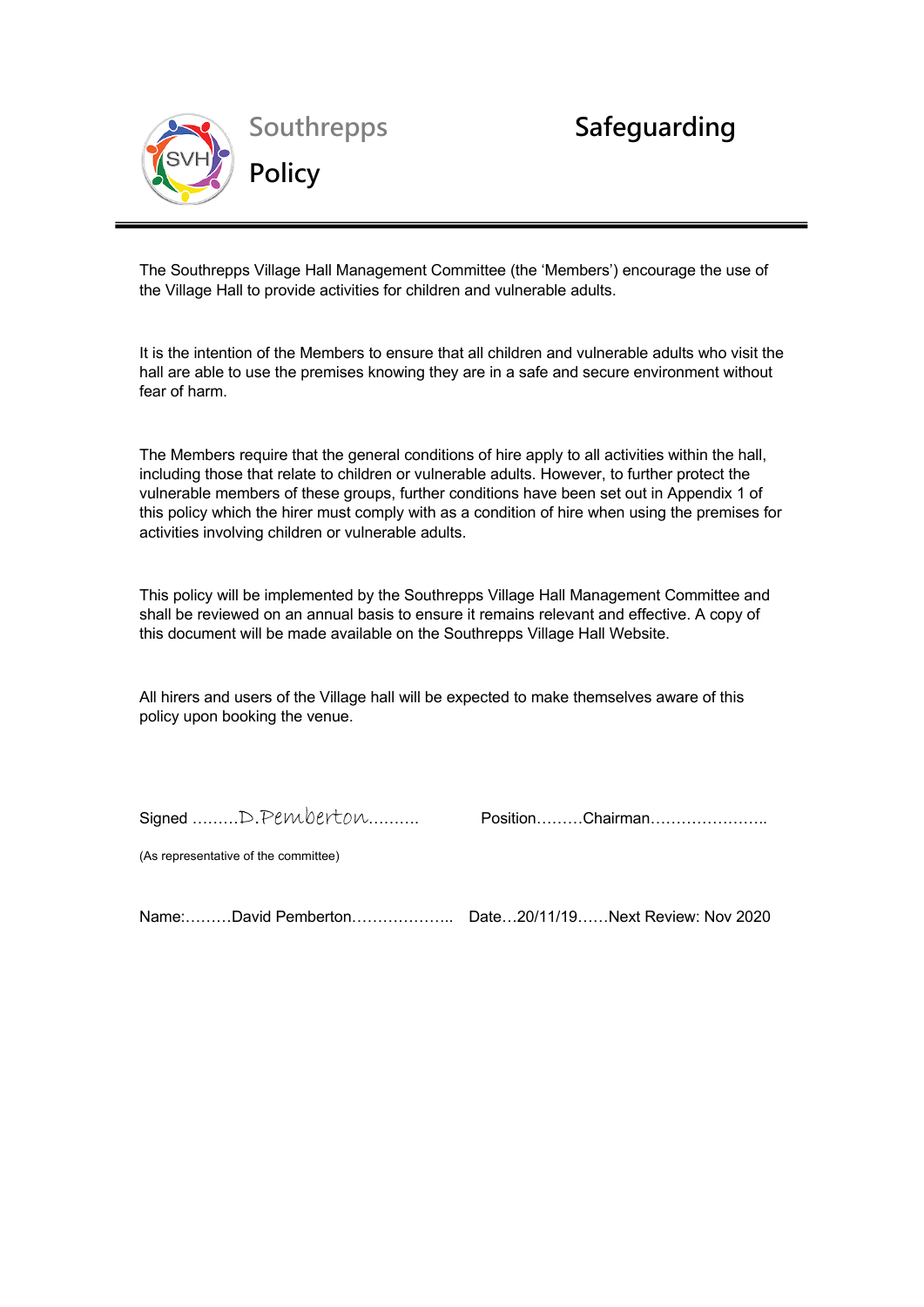# Southrepps Safeguarding Policy

The Southrepps Village Hall Management Committee (the 'Members') encourage the use of the Village Hall to provide activities for children and vulnerable adults.

It is the intention of the Members to ensure that all children and vulnerable adults who visit the hall are able to use the premises knowing they are in a safe and secure environment without fear of harm.

The Members require that the general conditions of hire apply to all activities within the hall, including those that relate to children or vulnerable adults. However, to further protect the vulnerable members of these groups, further conditions have been set out in Appendix 1 of this policy which the hirer must comply with as a condition of hire when using the premises for activities involving children or vulnerable adults.

This policy will be implemented by the Southrepps Village Hall Management Committee and shall be reviewed on an annual basis to ensure it remains relevant and effective. A copy of this document will be made available on the Southrepps Village Hall Website.

All hirers and users of the Village hall will be expected to make themselves aware of this policy upon booking the venue.

Signed ………D.Pemberton……….     Position………Chairman…………………..

(As representative of the committee)

Name:………David Pemberton………………..  Date…20/11/19……Next Review: Nov 2020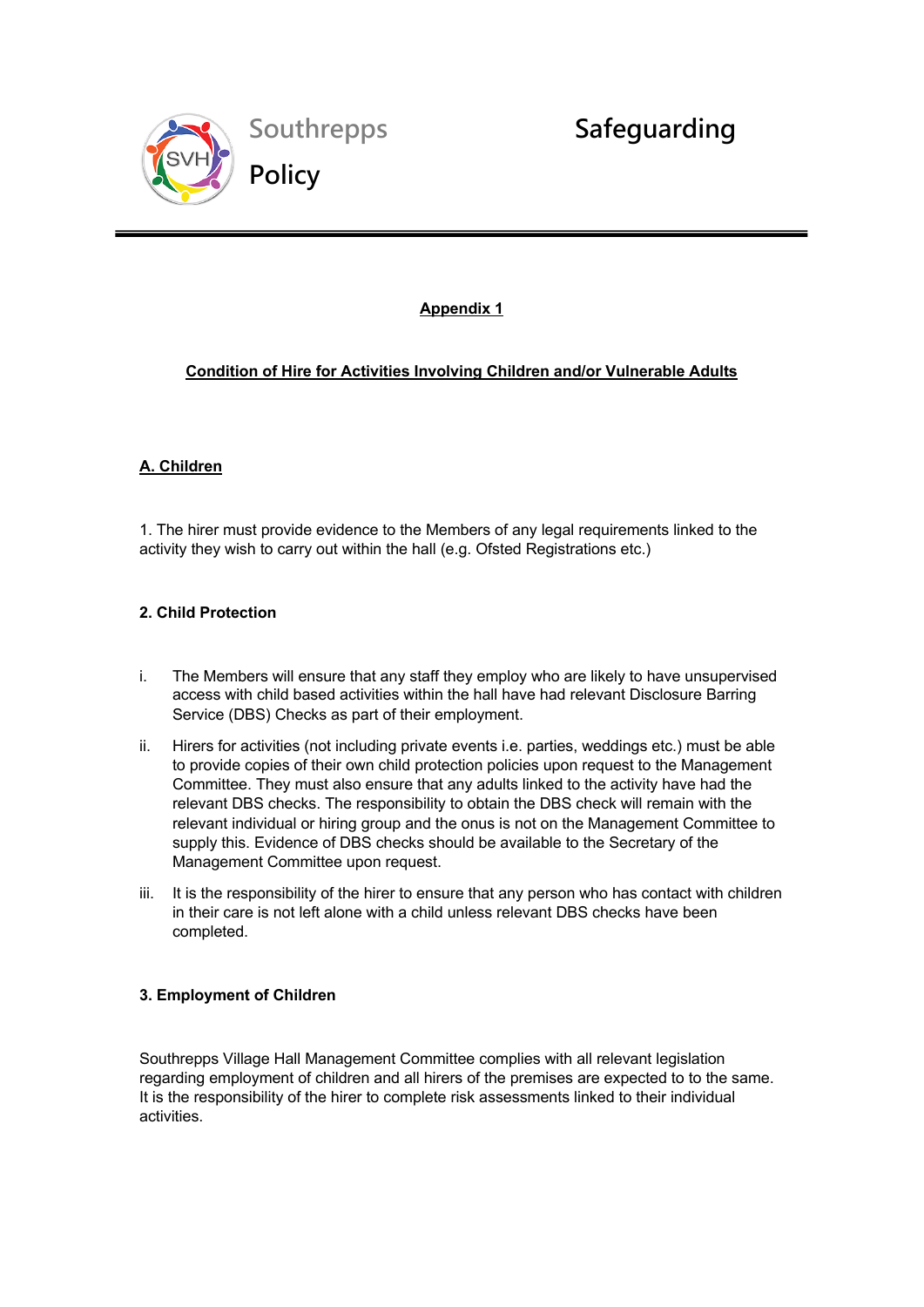**Appendix 1**

**Condition of Hire for Activities Involving Children and/or Vulnerable Adults**

## A. Children

1. The hirer must provide evidence to the Members of any legal requirements linked to the activity they wish to carry out within the hall (e.g. Ofsted Registrations etc.)

### 2. Child Protection

i. The Members will ensure that any staff they employ who are likely to have unsupervised access with child based activities within the hall have had relevant Disclosure Barring Service (DBS) Checks as part of their employment.

ii. Hirers for activities (not including private events i.e. parties, weddings etc.) must be able to provide copies of their own child protection policies upon request to the Management Committee. They must also ensure that any adults linked to the activity have had the relevant DBS checks. The responsibility to obtain the DBS check will remain with the relevant individual or hiring group and the onus is not on the Management Committee to supply this. Evidence of DBS checks should be available to the Secretary of the Management Committee upon request.

iii. It is the responsibility of the hirer to ensure that any person who has contact with children in their care is not left alone with a child unless relevant DBS checks have been completed.

### 3. Employment of Children

Southrepps Village Hall Management Committee complies with all relevant legislation regarding employment of children and all hirers of the premises are expected to to the same. It is the responsibility of the hirer to complete risk assessments linked to their individual activities.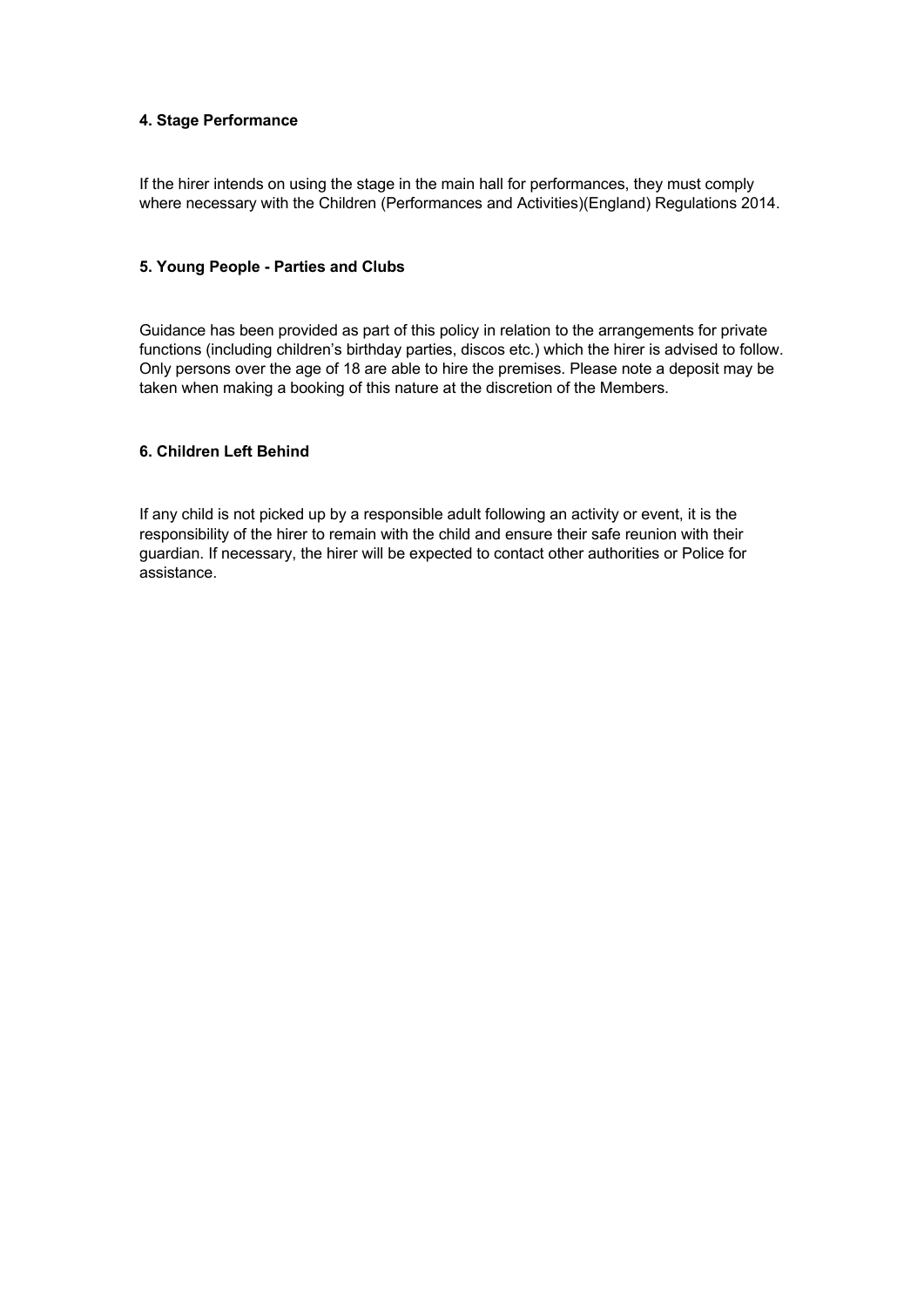**4. Stage Performance**

If the hirer intends on using the stage in the main hall for performances, they must comply where necessary with the Children (Performances and Activities)(England) Regulations 2014.

**5. Young People - Parties and Clubs**

Guidance has been provided as part of this policy in relation to the arrangements for private functions (including children's birthday parties, discos etc.) which the hirer is advised to follow. Only persons over the age of 18 are able to hire the premises. Please note a deposit may be taken when making a booking of this nature at the discretion of the Members.

**6. Children Left Behind**

If any child is not picked up by a responsible adult following an activity or event, it is the responsibility of the hirer to remain with the child and ensure their safe reunion with their guardian. If necessary, the hirer will be expected to contact other authorities or Police for assistance.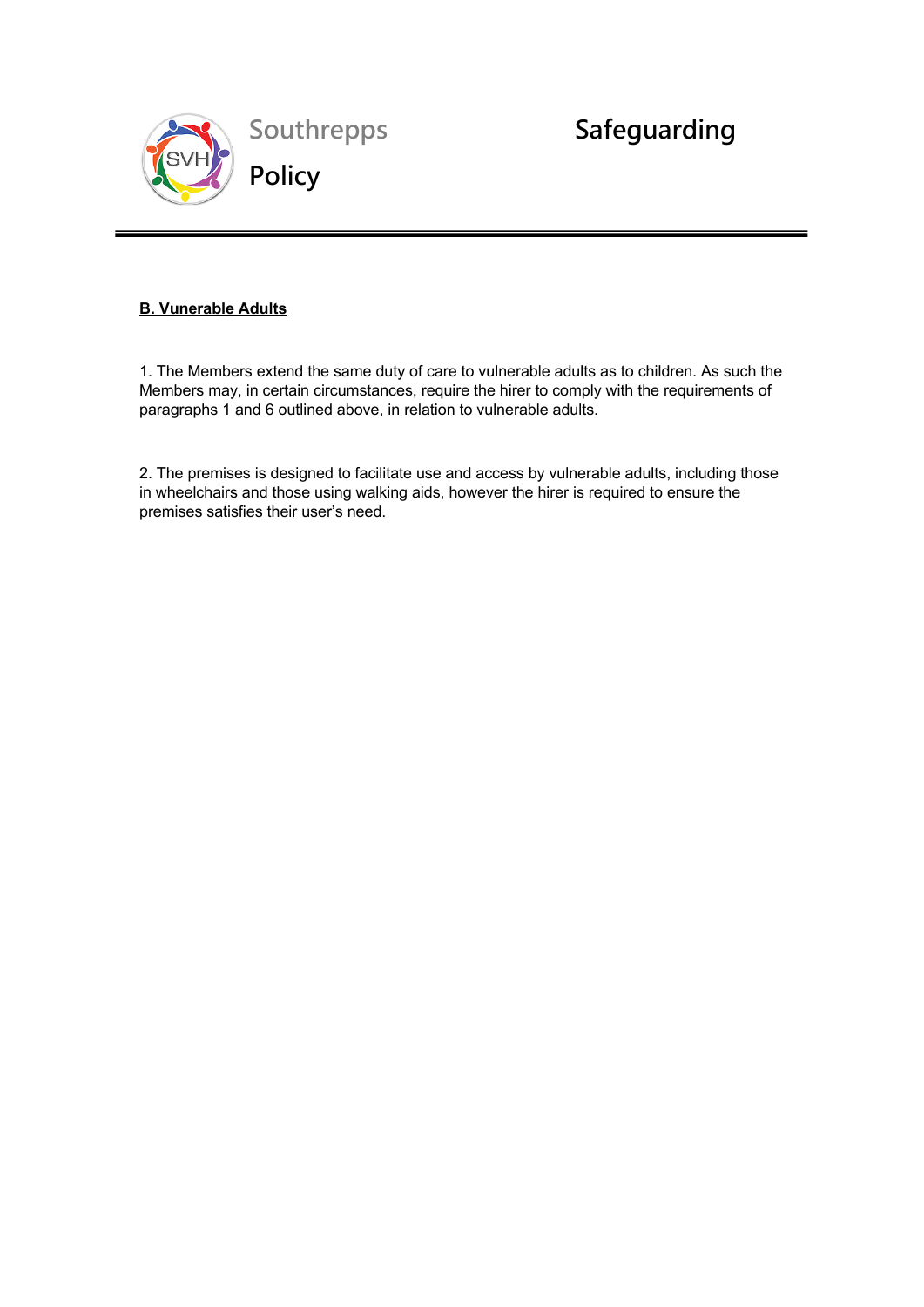**B. Vunerable Adults**

1. The Members extend the same duty of care to vulnerable adults as to children. As such the Members may, in certain circumstances, require the hirer to comply with the requirements of paragraphs 1 and 6 outlined above, in relation to vulnerable adults.

2. The premises is designed to facilitate use and access by vulnerable adults, including those in wheelchairs and those using walking aids, however the hirer is required to ensure the premises satisfies their user's need.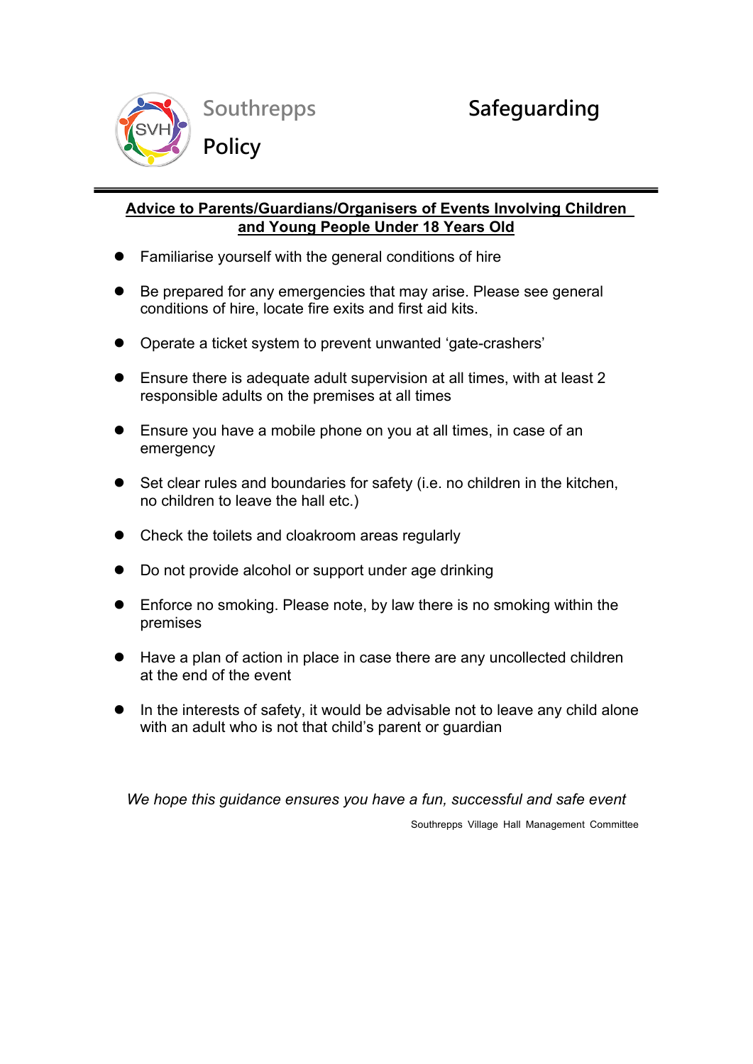Southrepps Safeguarding Policy

## Advice to Parents/Guardians/Organisers of Events Involving Children and Young People Under 18 Years Old

- Familiarise yourself with the general conditions of hire
- Be prepared for any emergencies that may arise. Please see general conditions of hire, locate fire exits and first aid kits.
- Operate a ticket system to prevent unwanted 'gate-crashers'
- Ensure there is adequate adult supervision at all times, with at least 2 responsible adults on the premises at all times
- Ensure you have a mobile phone on you at all times, in case of an emergency
- Set clear rules and boundaries for safety (i.e. no children in the kitchen, no children to leave the hall etc.)
- Check the toilets and cloakroom areas regularly
- Do not provide alcohol or support under age drinking
- Enforce no smoking. Please note, by law there is no smoking within the premises
- Have a plan of action in place in case there are any uncollected children at the end of the event
- In the interests of safety, it would be advisable not to leave any child alone with an adult who is not that child's parent or guardian

*We hope this guidance ensures you have a fun, successful and safe event*

Southrepps Village Hall Management Committee